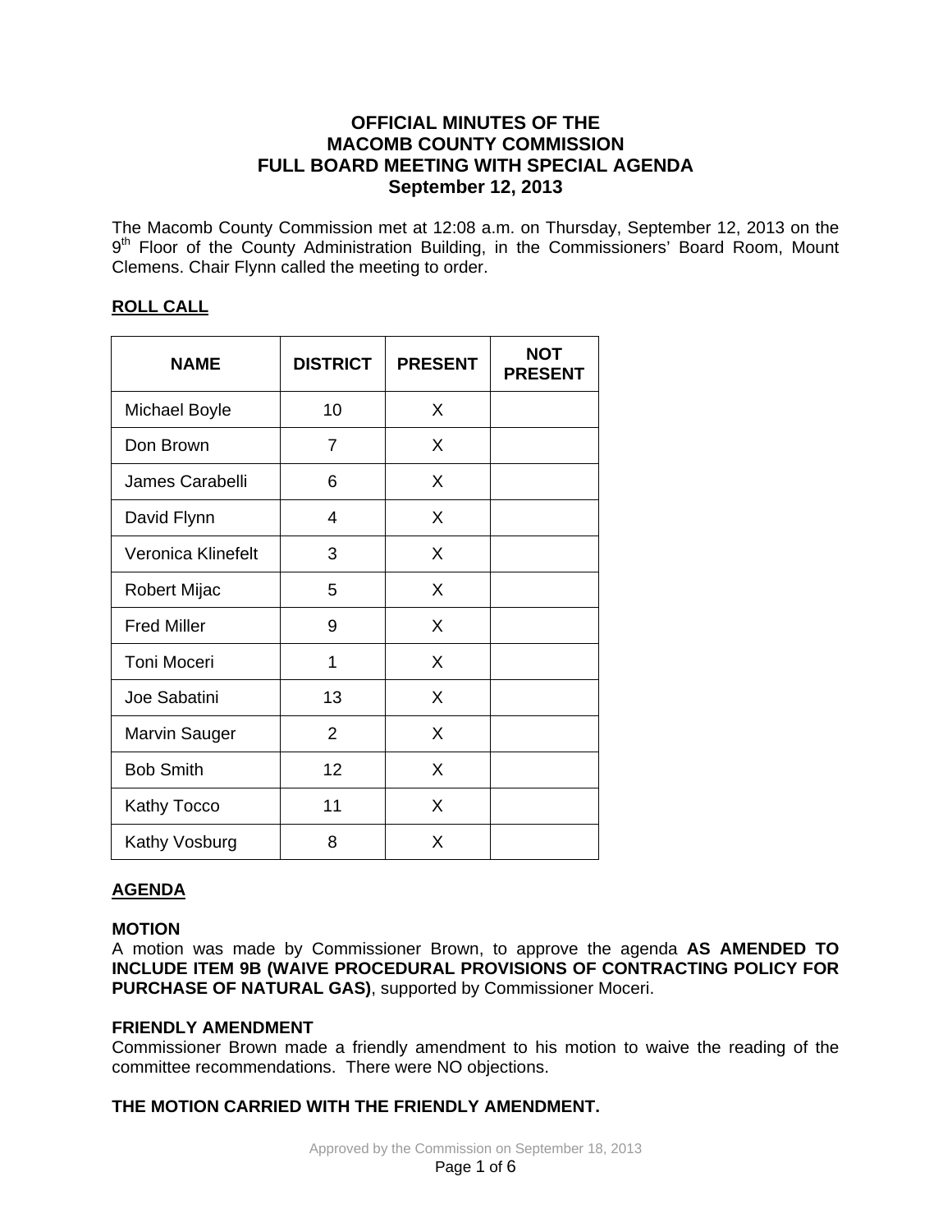# OFFICIAL MINUTES OF THE MACOMB COUNTY COMMISSION FULL BOARD MEETING WITH SPECIAL AGENDA September 12, 2013

The Macomb County Commission met at 12:08 a.m. on Thursday, September 12, 2013 on the 9th Floor of the County Administration Building, in the Commissioners' Board Room, Mount Clemens. Chair Flynn called the meeting to order.

## ROLL CALL

| NAME | DISTRICT | PRESENT | NOT PRESENT |
|---|---|---|---|
| Michael Boyle | 10 | X | |
| Don Brown | 7 | X | |
| James Carabelli | 6 | X | |
| David Flynn | 4 | X | |
| Veronica Klinefelt | 3 | X | |
| Robert Mijac | 5 | X | |
| Fred Miller | 9 | X | |
| Toni Moceri | 1 | X | |
| Joe Sabatini | 13 | X | |
| Marvin Sauger | 2 | X | |
| Bob Smith | 12 | X | |
| Kathy Tocco | 11 | X | |
| Kathy Vosburg | 8 | X | |

## AGENDA

**MOTION**

A motion was made by Commissioner Brown, to approve the agenda **AS AMENDED TO INCLUDE ITEM 9B (WAIVE PROCEDURAL PROVISIONS OF CONTRACTING POLICY FOR PURCHASE OF NATURAL GAS)**, supported by Commissioner Moceri.

**FRIENDLY AMENDMENT**

Commissioner Brown made a friendly amendment to his motion to waive the reading of the committee recommendations. There were NO objections.

**THE MOTION CARRIED WITH THE FRIENDLY AMENDMENT.**

Approved by the Commission on September 18, 2013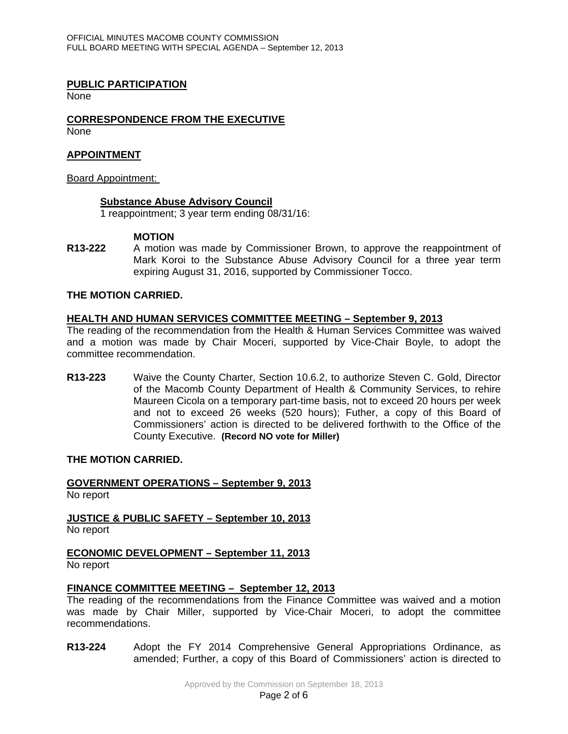## PUBLIC PARTICIPATION

None

## CORRESPONDENCE FROM THE EXECUTIVE

None

## APPOINTMENT

Board Appointment:

**Substance Abuse Advisory Council**

1 reappointment; 3 year term ending 08/31/16:

**MOTION**

**R13-222** A motion was made by Commissioner Brown, to approve the reappointment of Mark Koroi to the Substance Abuse Advisory Council for a three year term expiring August 31, 2016, supported by Commissioner Tocco.

**THE MOTION CARRIED.**

## HEALTH AND HUMAN SERVICES COMMITTEE MEETING – September 9, 2013

The reading of the recommendation from the Health & Human Services Committee was waived and a motion was made by Chair Moceri, supported by Vice-Chair Boyle, to adopt the committee recommendation.

**R13-223** Waive the County Charter, Section 10.6.2, to authorize Steven C. Gold, Director of the Macomb County Department of Health & Community Services, to rehire Maureen Cicola on a temporary part-time basis, not to exceed 20 hours per week and not to exceed 26 weeks (520 hours); Futher, a copy of this Board of Commissioners' action is directed to be delivered forthwith to the Office of the County Executive. **(Record NO vote for Miller)**

**THE MOTION CARRIED.**

## GOVERNMENT OPERATIONS – September 9, 2013

No report

## JUSTICE & PUBLIC SAFETY – September 10, 2013

No report

## ECONOMIC DEVELOPMENT – September 11, 2013

No report

## FINANCE COMMITTEE MEETING – September 12, 2013

The reading of the recommendations from the Finance Committee was waived and a motion was made by Chair Miller, supported by Vice-Chair Moceri, to adopt the committee recommendations.

**R13-224** Adopt the FY 2014 Comprehensive General Appropriations Ordinance, as amended; Further, a copy of this Board of Commissioners' action is directed to

Approved by the Commission on September 18, 2013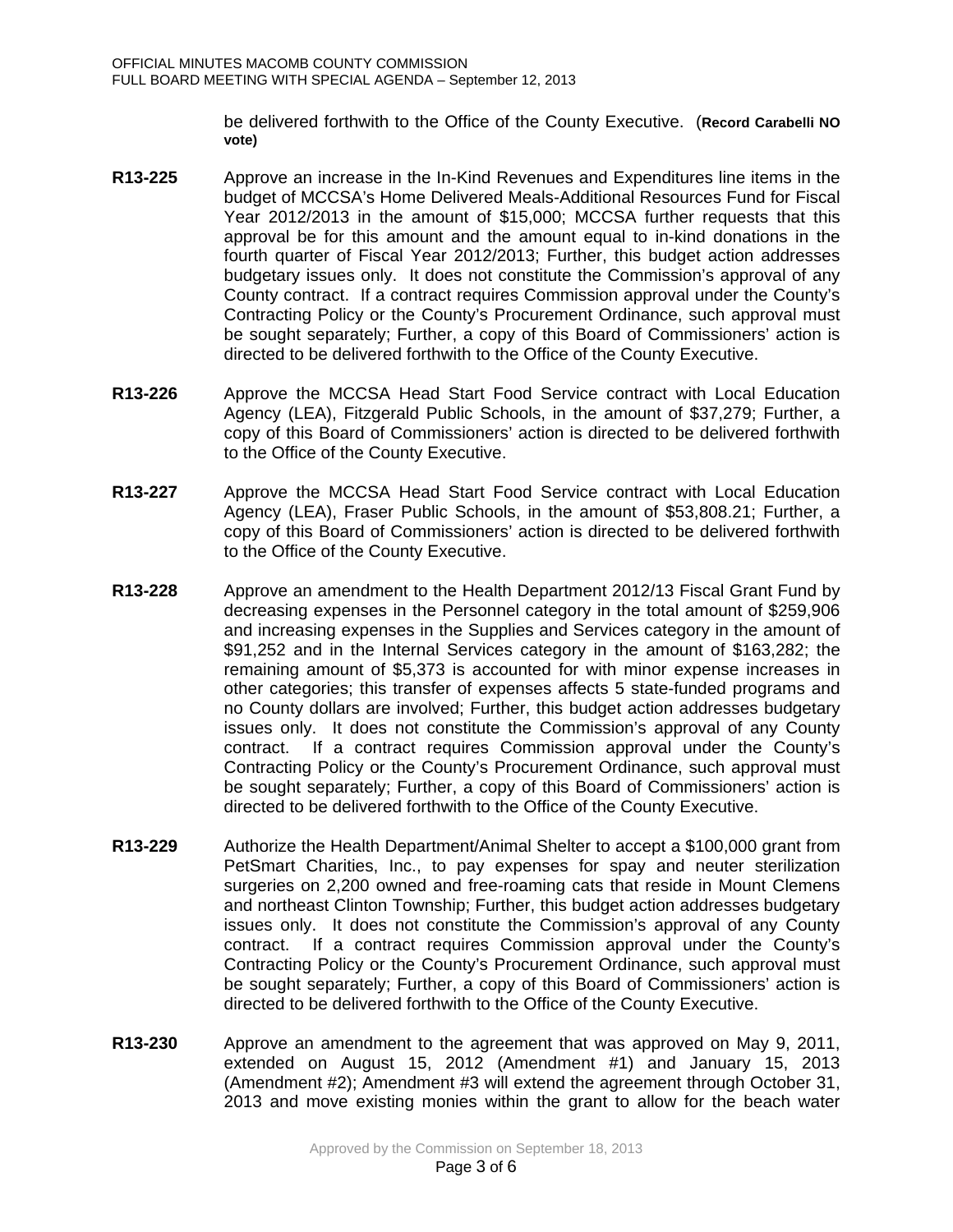be delivered forthwith to the Office of the County Executive. (**Record Carabelli NO vote)**

**R13-225** Approve an increase in the In-Kind Revenues and Expenditures line items in the budget of MCCSA's Home Delivered Meals-Additional Resources Fund for Fiscal Year 2012/2013 in the amount of $15,000; MCCSA further requests that this approval be for this amount and the amount equal to in-kind donations in the fourth quarter of Fiscal Year 2012/2013; Further, this budget action addresses budgetary issues only. It does not constitute the Commission's approval of any County contract. If a contract requires Commission approval under the County's Contracting Policy or the County's Procurement Ordinance, such approval must be sought separately; Further, a copy of this Board of Commissioners' action is directed to be delivered forthwith to the Office of the County Executive.

**R13-226** Approve the MCCSA Head Start Food Service contract with Local Education Agency (LEA), Fitzgerald Public Schools, in the amount of $37,279; Further, a copy of this Board of Commissioners' action is directed to be delivered forthwith to the Office of the County Executive.

**R13-227** Approve the MCCSA Head Start Food Service contract with Local Education Agency (LEA), Fraser Public Schools, in the amount of $53,808.21; Further, a copy of this Board of Commissioners' action is directed to be delivered forthwith to the Office of the County Executive.

**R13-228** Approve an amendment to the Health Department 2012/13 Fiscal Grant Fund by decreasing expenses in the Personnel category in the total amount of $259,906 and increasing expenses in the Supplies and Services category in the amount of $91,252 and in the Internal Services category in the amount of $163,282; the remaining amount of $5,373 is accounted for with minor expense increases in other categories; this transfer of expenses affects 5 state-funded programs and no County dollars are involved; Further, this budget action addresses budgetary issues only. It does not constitute the Commission's approval of any County contract. If a contract requires Commission approval under the County's Contracting Policy or the County's Procurement Ordinance, such approval must be sought separately; Further, a copy of this Board of Commissioners' action is directed to be delivered forthwith to the Office of the County Executive.

**R13-229** Authorize the Health Department/Animal Shelter to accept a $100,000 grant from PetSmart Charities, Inc., to pay expenses for spay and neuter sterilization surgeries on 2,200 owned and free-roaming cats that reside in Mount Clemens and northeast Clinton Township; Further, this budget action addresses budgetary issues only. It does not constitute the Commission's approval of any County contract. If a contract requires Commission approval under the County's Contracting Policy or the County's Procurement Ordinance, such approval must be sought separately; Further, a copy of this Board of Commissioners' action is directed to be delivered forthwith to the Office of the County Executive.

**R13-230** Approve an amendment to the agreement that was approved on May 9, 2011, extended on August 15, 2012 (Amendment #1) and January 15, 2013 (Amendment #2); Amendment #3 will extend the agreement through October 31, 2013 and move existing monies within the grant to allow for the beach water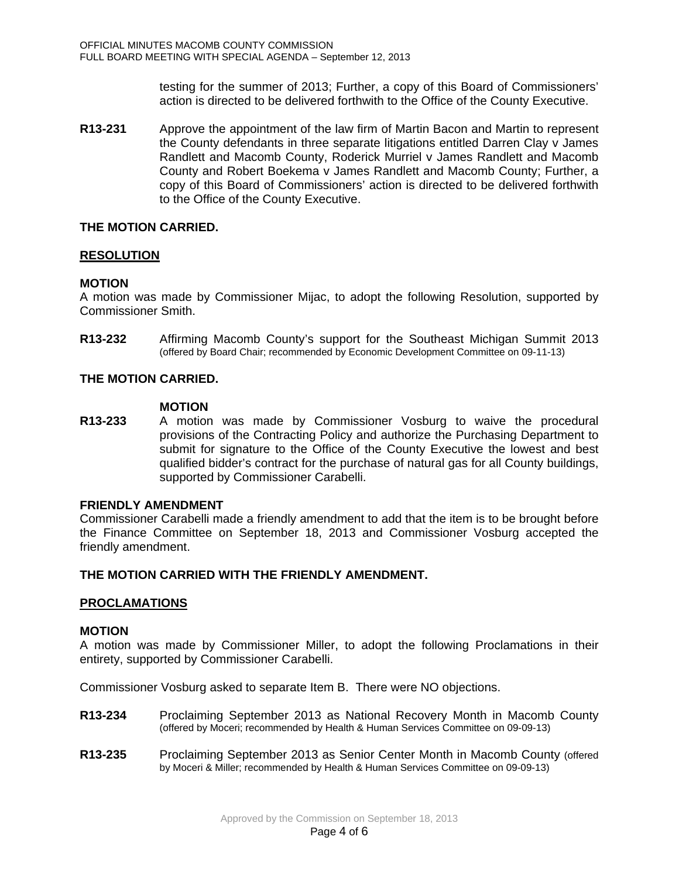testing for the summer of 2013; Further, a copy of this Board of Commissioners' action is directed to be delivered forthwith to the Office of the County Executive.

**R13-231** Approve the appointment of the law firm of Martin Bacon and Martin to represent the County defendants in three separate litigations entitled Darren Clay v James Randlett and Macomb County, Roderick Murriel v James Randlett and Macomb County and Robert Boekema v James Randlett and Macomb County; Further, a copy of this Board of Commissioners' action is directed to be delivered forthwith to the Office of the County Executive.

**THE MOTION CARRIED.**

**RESOLUTION**

**MOTION**

A motion was made by Commissioner Mijac, to adopt the following Resolution, supported by Commissioner Smith.

**R13-232** Affirming Macomb County's support for the Southeast Michigan Summit 2013 (offered by Board Chair; recommended by Economic Development Committee on 09-11-13)

**THE MOTION CARRIED.**

**MOTION**

**R13-233** A motion was made by Commissioner Vosburg to waive the procedural provisions of the Contracting Policy and authorize the Purchasing Department to submit for signature to the Office of the County Executive the lowest and best qualified bidder's contract for the purchase of natural gas for all County buildings, supported by Commissioner Carabelli.

**FRIENDLY AMENDMENT**

Commissioner Carabelli made a friendly amendment to add that the item is to be brought before the Finance Committee on September 18, 2013 and Commissioner Vosburg accepted the friendly amendment.

**THE MOTION CARRIED WITH THE FRIENDLY AMENDMENT.**

**PROCLAMATIONS**

**MOTION**

A motion was made by Commissioner Miller, to adopt the following Proclamations in their entirety, supported by Commissioner Carabelli.

Commissioner Vosburg asked to separate Item B. There were NO objections.

**R13-234** Proclaiming September 2013 as National Recovery Month in Macomb County (offered by Moceri; recommended by Health & Human Services Committee on 09-09-13)

**R13-235** Proclaiming September 2013 as Senior Center Month in Macomb County (offered by Moceri & Miller; recommended by Health & Human Services Committee on 09-09-13)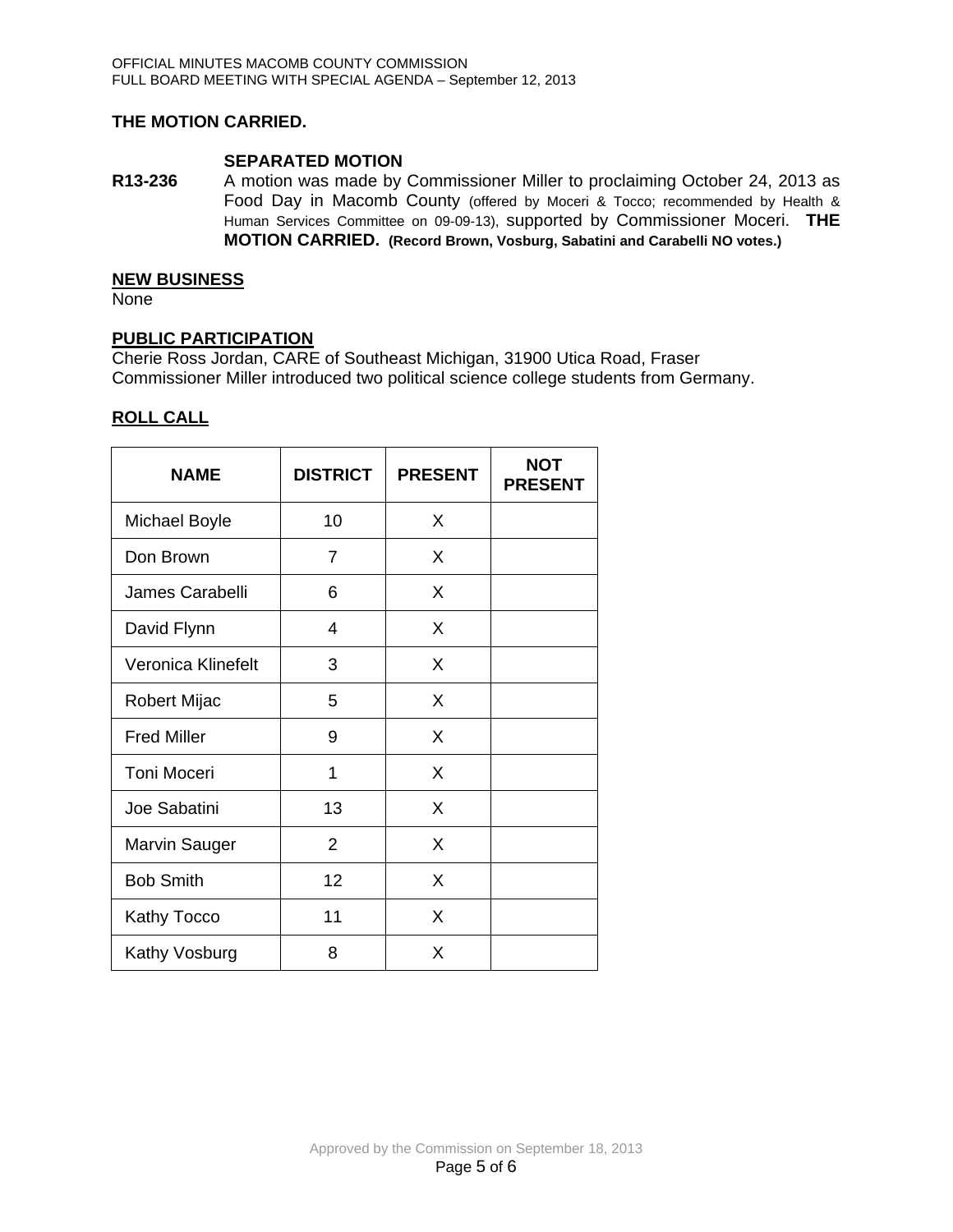**THE MOTION CARRIED.**

**SEPARATED MOTION**

**R13-236** A motion was made by Commissioner Miller to proclaiming October 24, 2013 as Food Day in Macomb County (offered by Moceri & Tocco; recommended by Health & Human Services Committee on 09-09-13), supported by Commissioner Moceri. **THE MOTION CARRIED. (Record Brown, Vosburg, Sabatini and Carabelli NO votes.)**

## NEW BUSINESS

None

## PUBLIC PARTICIPATION

Cherie Ross Jordan, CARE of Southeast Michigan, 31900 Utica Road, Fraser
Commissioner Miller introduced two political science college students from Germany.

## ROLL CALL

| NAME | DISTRICT | PRESENT | NOT PRESENT |
|---|---|---|---|
| Michael Boyle | 10 | X | |
| Don Brown | 7 | X | |
| James Carabelli | 6 | X | |
| David Flynn | 4 | X | |
| Veronica Klinefelt | 3 | X | |
| Robert Mijac | 5 | X | |
| Fred Miller | 9 | X | |
| Toni Moceri | 1 | X | |
| Joe Sabatini | 13 | X | |
| Marvin Sauger | 2 | X | |
| Bob Smith | 12 | X | |
| Kathy Tocco | 11 | X | |
| Kathy Vosburg | 8 | X | |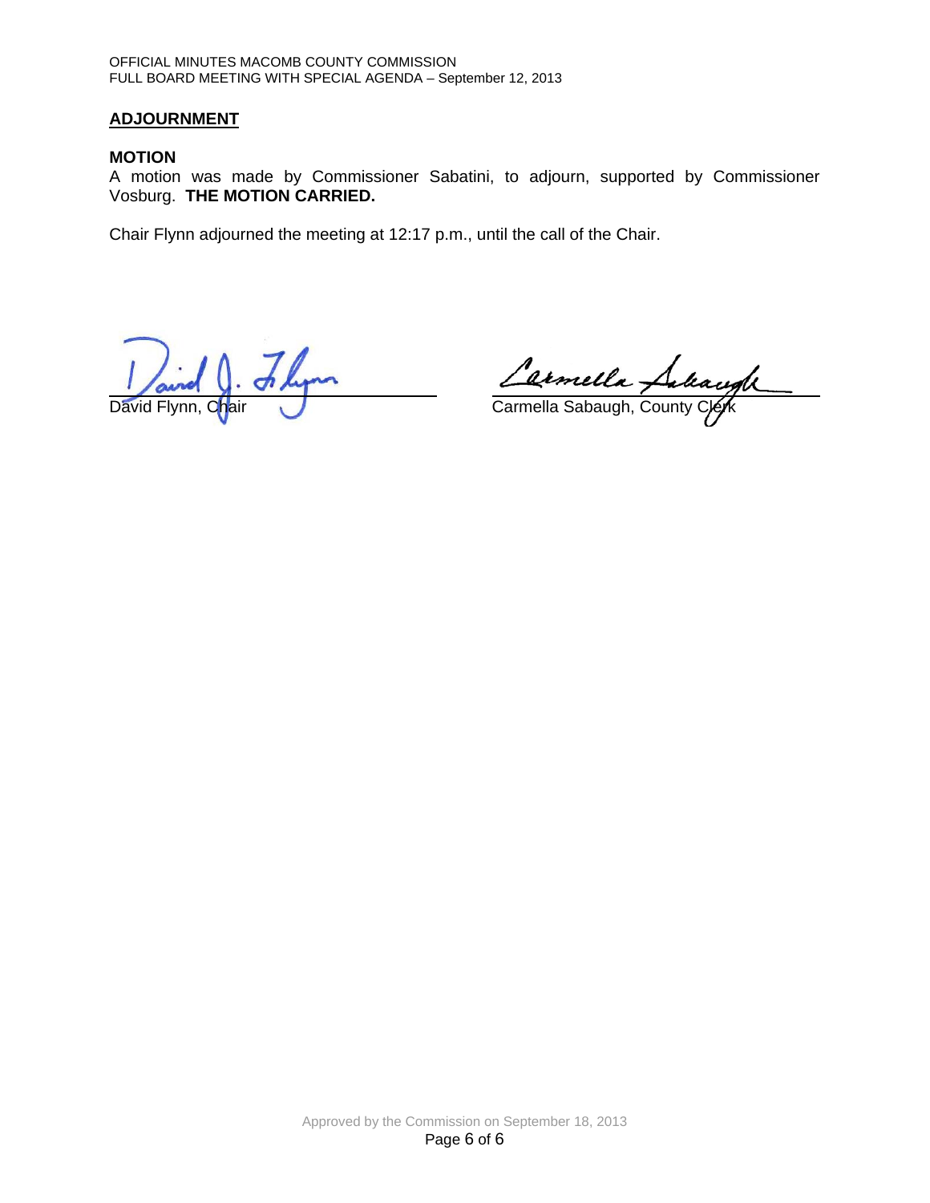## ADJOURNMENT

### MOTION

A motion was made by Commissioner Sabatini, to adjourn, supported by Commissioner Vosburg. **THE MOTION CARRIED.**

Chair Flynn adjourned the meeting at 12:17 p.m., until the call of the Chair.

David Flynn, Chair

Carmella Sabaugh, County Clerk

Approved by the Commission on September 18, 2013